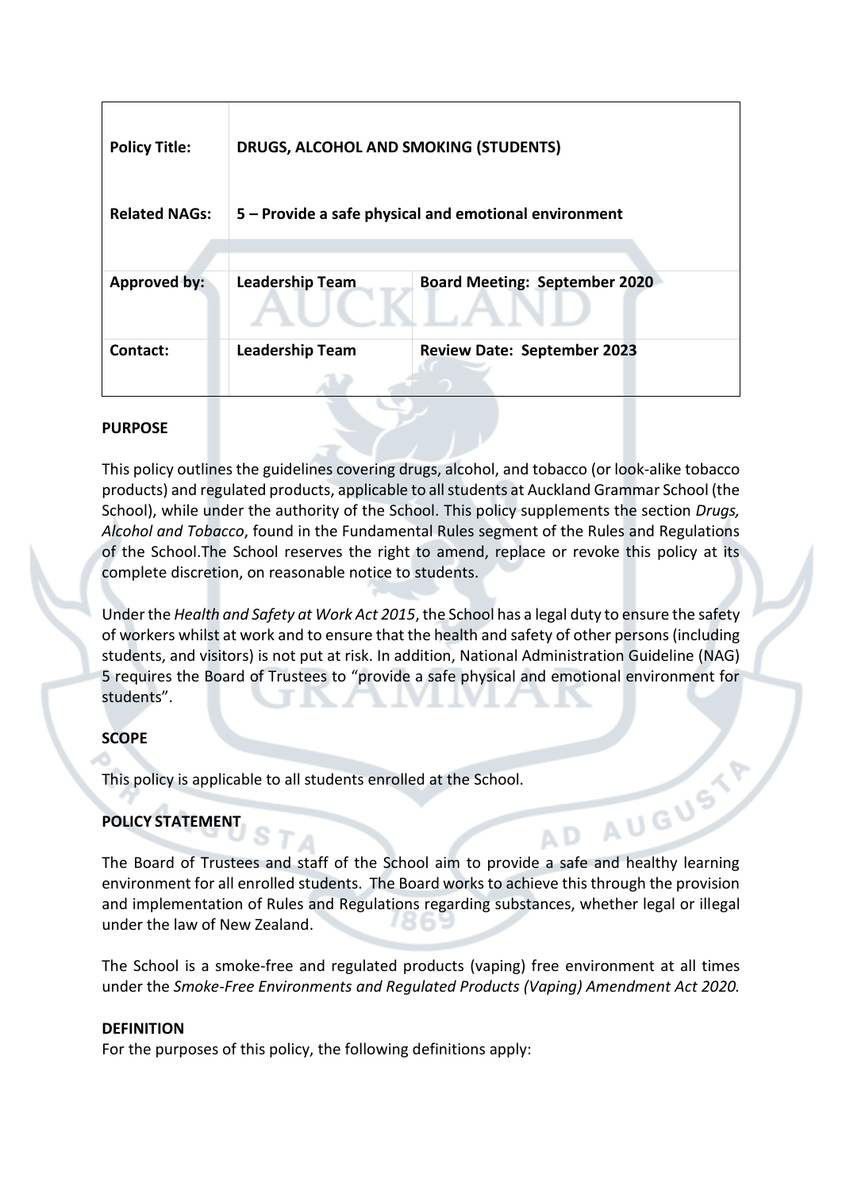| Policy Title: | DRUGS, ALCOHOL AND SMOKING (STUDENTS) | |
|---|---|---|
| Related NAGs: | 5 – Provide a safe physical and emotional environment | |
| Approved by: | Leadership Team | Board Meeting: September 2020 |
| Contact: | Leadership Team | Review Date: September 2023 |

## PURPOSE

This policy outlines the guidelines covering drugs, alcohol, and tobacco (or look-alike tobacco products) and regulated products, applicable to all students at Auckland Grammar School (the School), while under the authority of the School. This policy supplements the section *Drugs, Alcohol and Tobacco*, found in the Fundamental Rules segment of the Rules and Regulations of the School.The School reserves the right to amend, replace or revoke this policy at its complete discretion, on reasonable notice to students.

Under the *Health and Safety at Work Act 2015*, the School has a legal duty to ensure the safety of workers whilst at work and to ensure that the health and safety of other persons (including students, and visitors) is not put at risk. In addition, National Administration Guideline (NAG) 5 requires the Board of Trustees to "provide a safe physical and emotional environment for students".

## SCOPE

This policy is applicable to all students enrolled at the School.

## POLICY STATEMENT

The Board of Trustees and staff of the School aim to provide a safe and healthy learning environment for all enrolled students. The Board works to achieve this through the provision and implementation of Rules and Regulations regarding substances, whether legal or illegal under the law of New Zealand.

The School is a smoke-free and regulated products (vaping) free environment at all times under the *Smoke-Free Environments and Regulated Products (Vaping) Amendment Act 2020.*

## DEFINITION

For the purposes of this policy, the following definitions apply: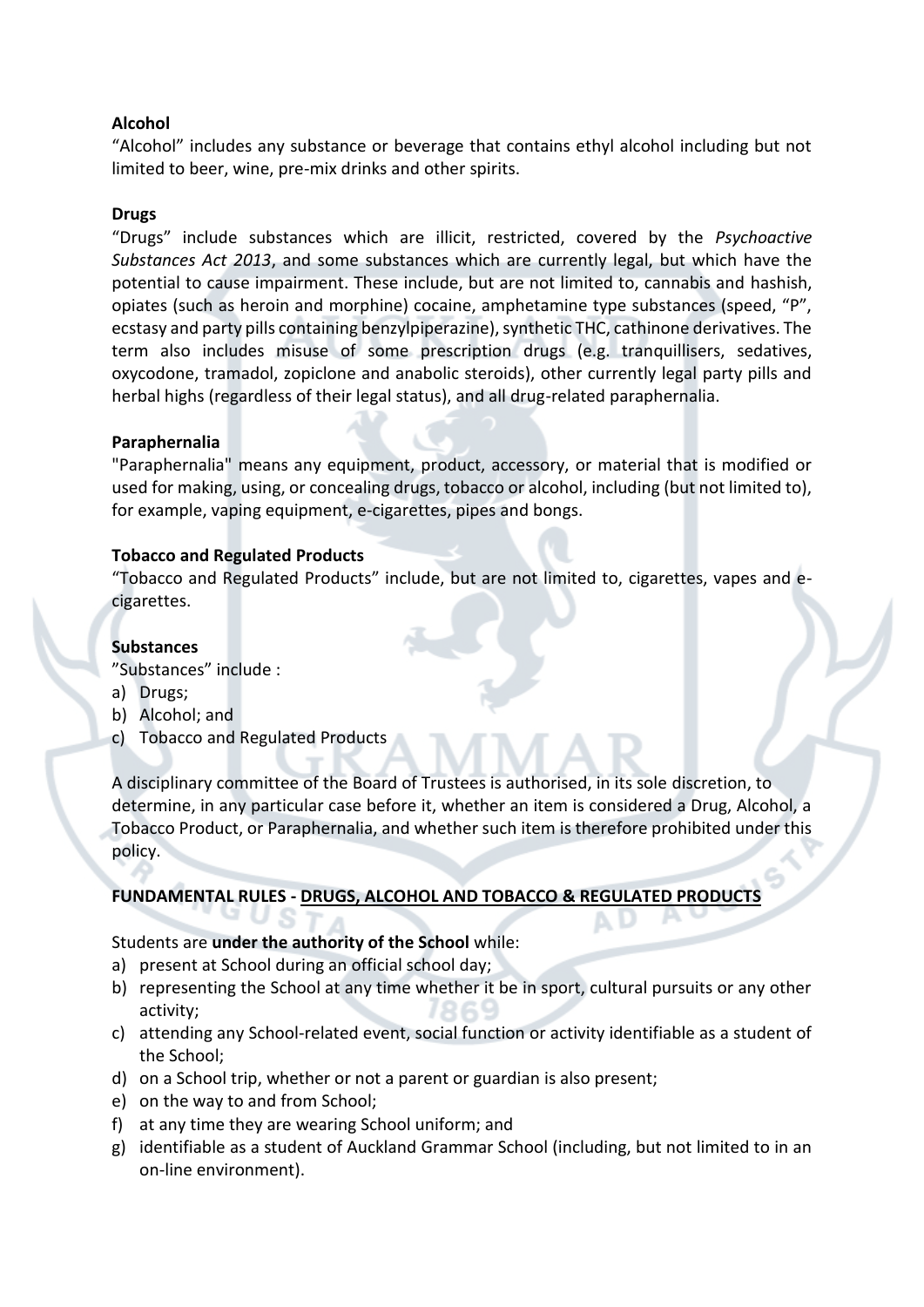**Alcohol**

"Alcohol" includes any substance or beverage that contains ethyl alcohol including but not limited to beer, wine, pre-mix drinks and other spirits.

**Drugs**

"Drugs" include substances which are illicit, restricted, covered by the *Psychoactive Substances Act 2013*, and some substances which are currently legal, but which have the potential to cause impairment. These include, but are not limited to, cannabis and hashish, opiates (such as heroin and morphine) cocaine, amphetamine type substances (speed, "P", ecstasy and party pills containing benzylpiperazine), synthetic THC, cathinone derivatives. The term also includes misuse of some prescription drugs (e.g. tranquillisers, sedatives, oxycodone, tramadol, zopiclone and anabolic steroids), other currently legal party pills and herbal highs (regardless of their legal status), and all drug-related paraphernalia.

**Paraphernalia**

"Paraphernalia" means any equipment, product, accessory, or material that is modified or used for making, using, or concealing drugs, tobacco or alcohol, including (but not limited to), for example, vaping equipment, e-cigarettes, pipes and bongs.

**Tobacco and Regulated Products**

"Tobacco and Regulated Products" include, but are not limited to, cigarettes, vapes and e-cigarettes.

**Substances**

"Substances" include :

a) Drugs;
b) Alcohol; and
c) Tobacco and Regulated Products

A disciplinary committee of the Board of Trustees is authorised, in its sole discretion, to determine, in any particular case before it, whether an item is considered a Drug, Alcohol, a Tobacco Product, or Paraphernalia, and whether such item is therefore prohibited under this policy.

**FUNDAMENTAL RULES - DRUGS, ALCOHOL AND TOBACCO & REGULATED PRODUCTS**

Students are **under the authority of the School** while:

a) present at School during an official school day;
b) representing the School at any time whether it be in sport, cultural pursuits or any other activity;
c) attending any School-related event, social function or activity identifiable as a student of the School;
d) on a School trip, whether or not a parent or guardian is also present;
e) on the way to and from School;
f) at any time they are wearing School uniform; and
g) identifiable as a student of Auckland Grammar School (including, but not limited to in an on-line environment).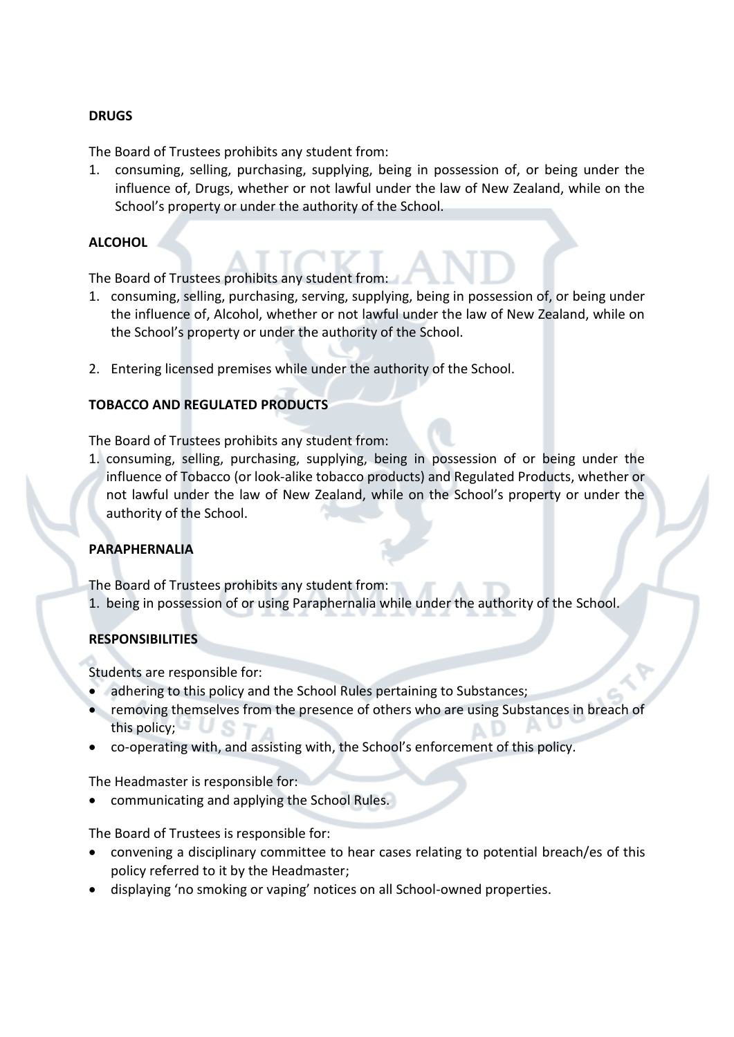**DRUGS**

The Board of Trustees prohibits any student from:

1. consuming, selling, purchasing, supplying, being in possession of, or being under the influence of, Drugs, whether or not lawful under the law of New Zealand, while on the School's property or under the authority of the School.

**ALCOHOL**

The Board of Trustees prohibits any student from:

1. consuming, selling, purchasing, serving, supplying, being in possession of, or being under the influence of, Alcohol, whether or not lawful under the law of New Zealand, while on the School's property or under the authority of the School.

2. Entering licensed premises while under the authority of the School.

**TOBACCO AND REGULATED PRODUCTS**

The Board of Trustees prohibits any student from:

1. consuming, selling, purchasing, supplying, being in possession of or being under the influence of Tobacco (or look-alike tobacco products) and Regulated Products, whether or not lawful under the law of New Zealand, while on the School's property or under the authority of the School.

**PARAPHERNALIA**

The Board of Trustees prohibits any student from:

1. being in possession of or using Paraphernalia while under the authority of the School.

**RESPONSIBILITIES**

Students are responsible for:

- adhering to this policy and the School Rules pertaining to Substances;
- removing themselves from the presence of others who are using Substances in breach of this policy;
- co-operating with, and assisting with, the School's enforcement of this policy.

The Headmaster is responsible for:

- communicating and applying the School Rules.

The Board of Trustees is responsible for:

- convening a disciplinary committee to hear cases relating to potential breach/es of this policy referred to it by the Headmaster;
- displaying 'no smoking or vaping' notices on all School-owned properties.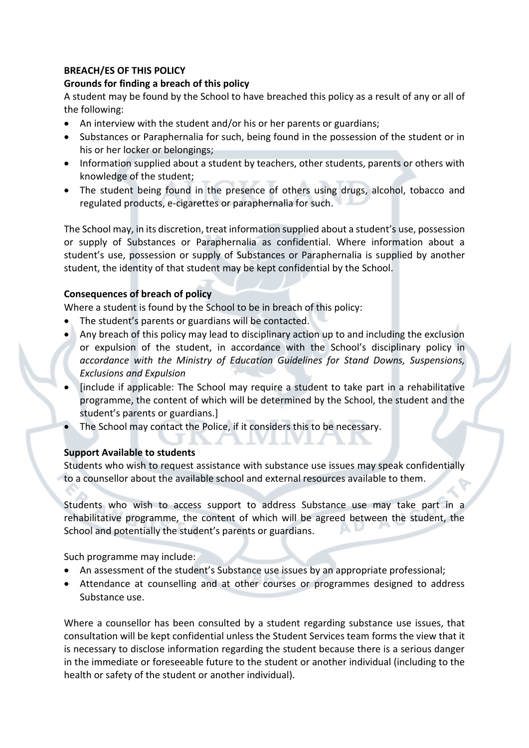**BREACH/ES OF THIS POLICY**

**Grounds for finding a breach of this policy**

A student may be found by the School to have breached this policy as a result of any or all of the following:

- An interview with the student and/or his or her parents or guardians;
- Substances or Paraphernalia for such, being found in the possession of the student or in his or her locker or belongings;
- Information supplied about a student by teachers, other students, parents or others with knowledge of the student;
- The student being found in the presence of others using drugs, alcohol, tobacco and regulated products, e-cigarettes or paraphernalia for such.

The School may, in its discretion, treat information supplied about a student's use, possession or supply of Substances or Paraphernalia as confidential. Where information about a student's use, possession or supply of Substances or Paraphernalia is supplied by another student, the identity of that student may be kept confidential by the School.

**Consequences of breach of policy**

Where a student is found by the School to be in breach of this policy:

- The student's parents or guardians will be contacted.
- Any breach of this policy may lead to disciplinary action up to and including the exclusion or expulsion of the student, in accordance with the School's disciplinary policy in *accordance with the Ministry of Education Guidelines for Stand Downs, Suspensions, Exclusions and Expulsion*
- [include if applicable: The School may require a student to take part in a rehabilitative programme, the content of which will be determined by the School, the student and the student's parents or guardians.]
- The School may contact the Police, if it considers this to be necessary.

**Support Available to students**

Students who wish to request assistance with substance use issues may speak confidentially to a counsellor about the available school and external resources available to them.

Students who wish to access support to address Substance use may take part in a rehabilitative programme, the content of which will be agreed between the student, the School and potentially the student's parents or guardians.

Such programme may include:

- An assessment of the student's Substance use issues by an appropriate professional;
- Attendance at counselling and at other courses or programmes designed to address Substance use.

Where a counsellor has been consulted by a student regarding substance use issues, that consultation will be kept confidential unless the Student Services team forms the view that it is necessary to disclose information regarding the student because there is a serious danger in the immediate or foreseeable future to the student or another individual (including to the health or safety of the student or another individual).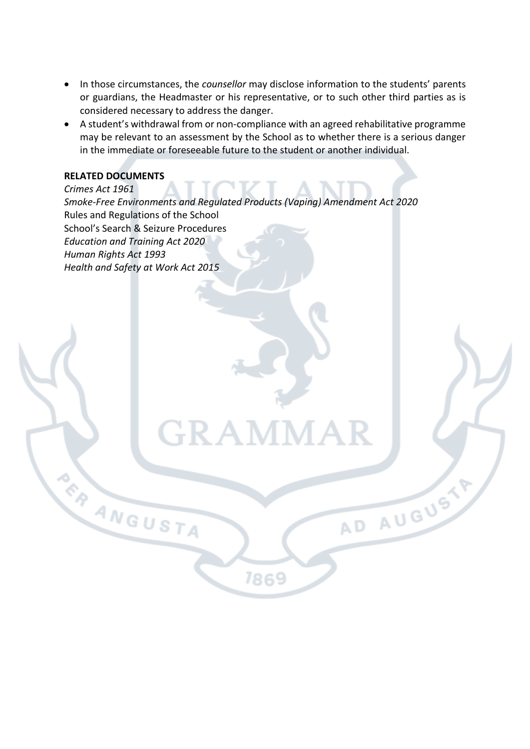- In those circumstances, the *counsellor* may disclose information to the students' parents or guardians, the Headmaster or his representative, or to such other third parties as is considered necessary to address the danger.
- A student's withdrawal from or non-compliance with an agreed rehabilitative programme may be relevant to an assessment by the School as to whether there is a serious danger in the immediate or foreseeable future to the student or another individual.

**RELATED DOCUMENTS**

*Crimes Act 1961*
*Smoke-Free Environments and Regulated Products (Vaping) Amendment Act 2020*
Rules and Regulations of the School
School's Search & Seizure Procedures
*Education and Training Act 2020*
*Human Rights Act 1993*
*Health and Safety at Work Act 2015*